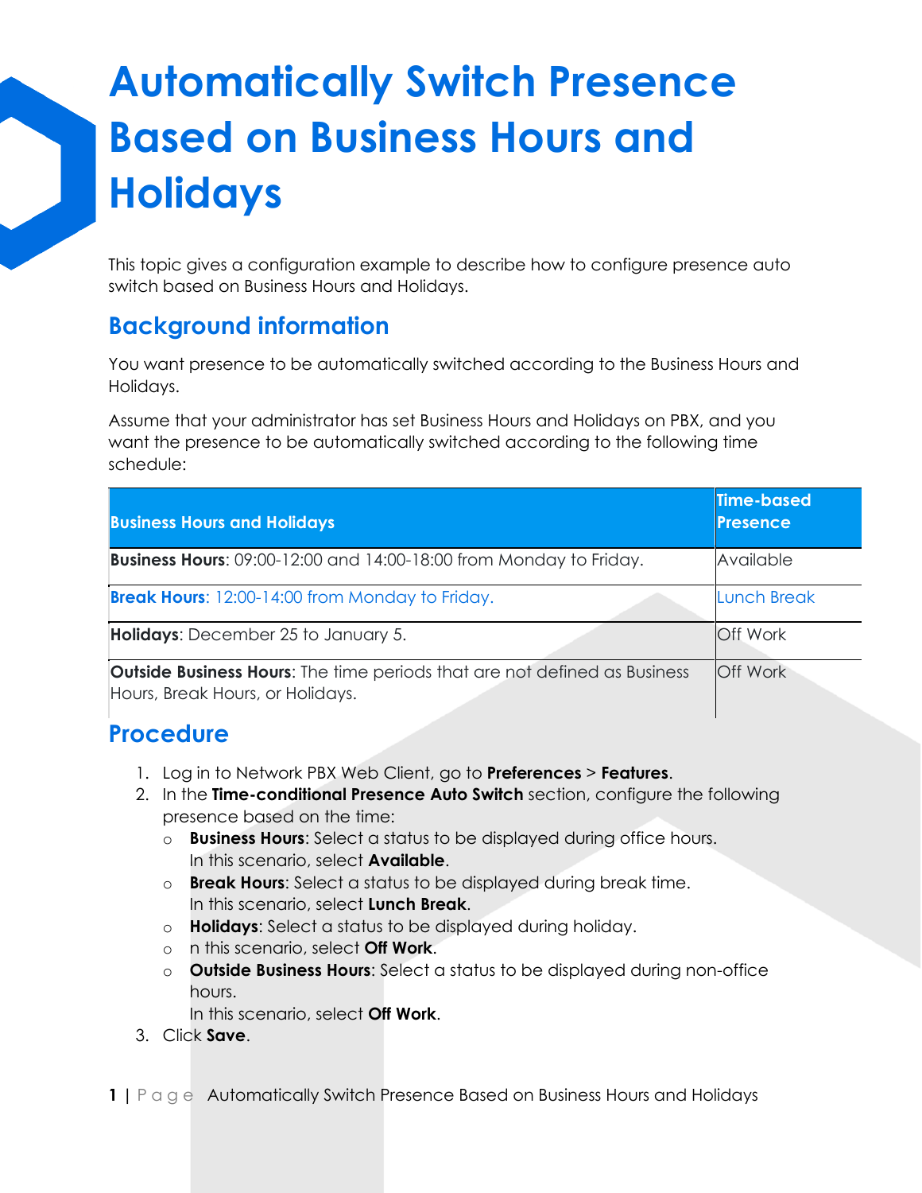# Automatically Switch Presence Based on Business Hours and Holidays

This topic gives a configuration example to describe how to configure presence auto switch based on Business Hours and Holidays.

## Background information

You want presence to be automatically switched according to the Business Hours and Holidays.

Assume that your administrator has set Business Hours and Holidays on PBX, and you want the presence to be automatically switched according to the following time schedule:

| Business Hours and Holidays | Time-based Presence |
| --- | --- |
| **Business Hours**: 09:00-12:00 and 14:00-18:00 from Monday to Friday. | Available |
| **Break Hours**: 12:00-14:00 from Monday to Friday. | Lunch Break |
| **Holidays**: December 25 to January 5. | Off Work |
| **Outside Business Hours**: The time periods that are not defined as Business Hours, Break Hours, or Holidays. | Off Work |

## Procedure

1. Log in to Network PBX Web Client, go to **Preferences** > **Features**.
2. In the **Time-conditional Presence Auto Switch** section, configure the following presence based on the time:
   - **Business Hours**: Select a status to be displayed during office hours.
     In this scenario, select **Available**.
   - **Break Hours**: Select a status to be displayed during break time.
     In this scenario, select **Lunch Break**.
   - **Holidays**: Select a status to be displayed during holiday.
   - n this scenario, select **Off Work**.
   - **Outside Business Hours**: Select a status to be displayed during non-office hours.
     In this scenario, select **Off Work**.
3. Click **Save**.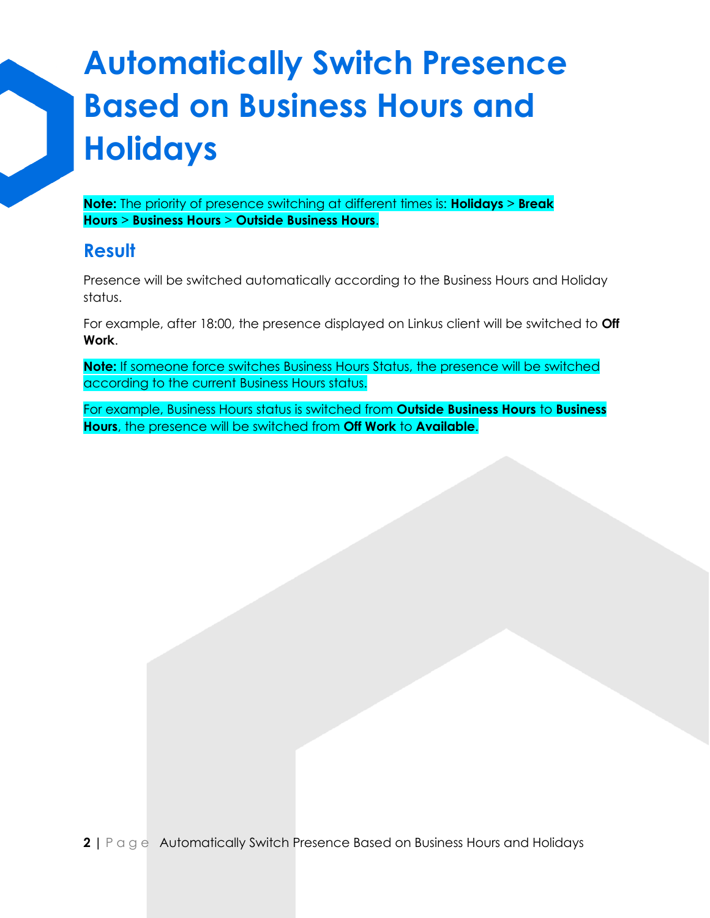# Automatically Switch Presence Based on Business Hours and Holidays

**Note:** The priority of presence switching at different times is: **Holidays** > **Break Hours** > **Business Hours** > **Outside Business Hours**.

## Result

Presence will be switched automatically according to the Business Hours and Holiday status.

For example, after 18:00, the presence displayed on Linkus client will be switched to **Off Work**.

**Note:** If someone force switches Business Hours Status, the presence will be switched according to the current Business Hours status.

For example, Business Hours status is switched from **Outside Business Hours** to **Business Hours**, the presence will be switched from **Off Work** to **Available**.